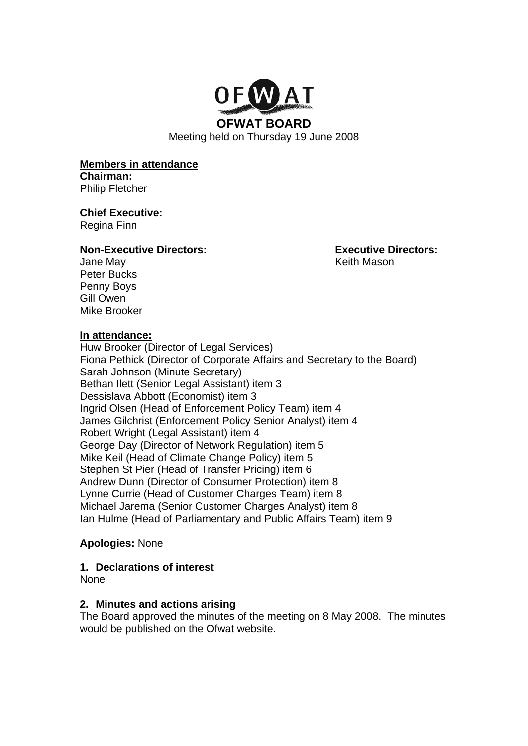# OFWAT BOARD

Meeting held on Thursday 19 June 2008

**Members in attendance**

**Chairman:**
Philip Fletcher

**Chief Executive:**
Regina Finn

**Non-Executive Directors:**
Jane May
Peter Bucks
Penny Boys
Gill Owen
Mike Brooker

**Executive Directors:**
Keith Mason

**In attendance:**
Huw Brooker (Director of Legal Services)
Fiona Pethick (Director of Corporate Affairs and Secretary to the Board)
Sarah Johnson (Minute Secretary)
Bethan Ilett (Senior Legal Assistant) item 3
Dessislava Abbott (Economist) item 3
Ingrid Olsen (Head of Enforcement Policy Team) item 4
James Gilchrist (Enforcement Policy Senior Analyst) item 4
Robert Wright (Legal Assistant) item 4
George Day (Director of Network Regulation) item 5
Mike Keil (Head of Climate Change Policy) item 5
Stephen St Pier (Head of Transfer Pricing) item 6
Andrew Dunn (Director of Consumer Protection) item 8
Lynne Currie (Head of Customer Charges Team) item 8
Michael Jarema (Senior Customer Charges Analyst) item 8
Ian Hulme (Head of Parliamentary and Public Affairs Team) item 9

**Apologies:** None

**1. Declarations of interest**

None

**2. Minutes and actions arising**

The Board approved the minutes of the meeting on 8 May 2008. The minutes would be published on the Ofwat website.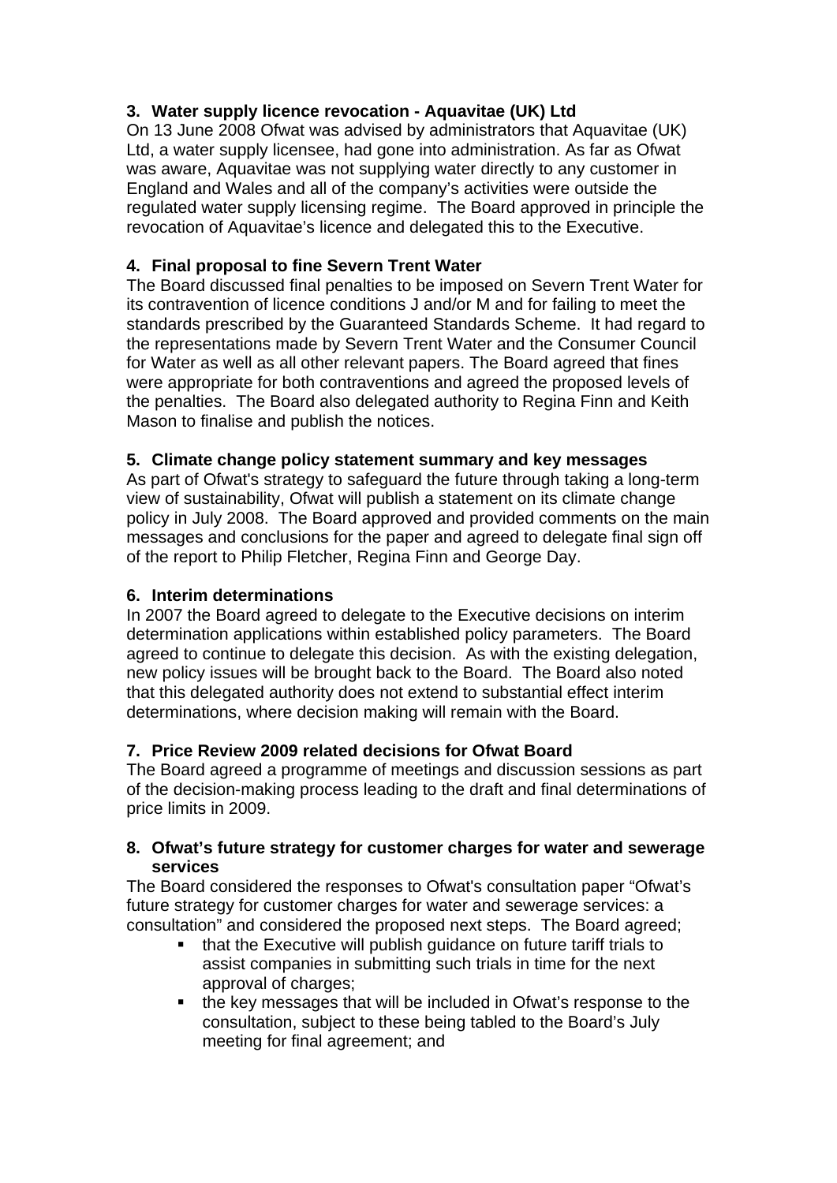### 3. Water supply licence revocation - Aquavitae (UK) Ltd

On 13 June 2008 Ofwat was advised by administrators that Aquavitae (UK) Ltd, a water supply licensee, had gone into administration. As far as Ofwat was aware, Aquavitae was not supplying water directly to any customer in England and Wales and all of the company's activities were outside the regulated water supply licensing regime. The Board approved in principle the revocation of Aquavitae's licence and delegated this to the Executive.

### 4. Final proposal to fine Severn Trent Water

The Board discussed final penalties to be imposed on Severn Trent Water for its contravention of licence conditions J and/or M and for failing to meet the standards prescribed by the Guaranteed Standards Scheme. It had regard to the representations made by Severn Trent Water and the Consumer Council for Water as well as all other relevant papers. The Board agreed that fines were appropriate for both contraventions and agreed the proposed levels of the penalties. The Board also delegated authority to Regina Finn and Keith Mason to finalise and publish the notices.

### 5. Climate change policy statement summary and key messages

As part of Ofwat's strategy to safeguard the future through taking a long-term view of sustainability, Ofwat will publish a statement on its climate change policy in July 2008. The Board approved and provided comments on the main messages and conclusions for the paper and agreed to delegate final sign off of the report to Philip Fletcher, Regina Finn and George Day.

### 6. Interim determinations

In 2007 the Board agreed to delegate to the Executive decisions on interim determination applications within established policy parameters. The Board agreed to continue to delegate this decision. As with the existing delegation, new policy issues will be brought back to the Board. The Board also noted that this delegated authority does not extend to substantial effect interim determinations, where decision making will remain with the Board.

### 7. Price Review 2009 related decisions for Ofwat Board

The Board agreed a programme of meetings and discussion sessions as part of the decision-making process leading to the draft and final determinations of price limits in 2009.

### 8. Ofwat's future strategy for customer charges for water and sewerage services

The Board considered the responses to Ofwat's consultation paper "Ofwat's future strategy for customer charges for water and sewerage services: a consultation" and considered the proposed next steps. The Board agreed;

- that the Executive will publish guidance on future tariff trials to assist companies in submitting such trials in time for the next approval of charges;
- the key messages that will be included in Ofwat's response to the consultation, subject to these being tabled to the Board's July meeting for final agreement; and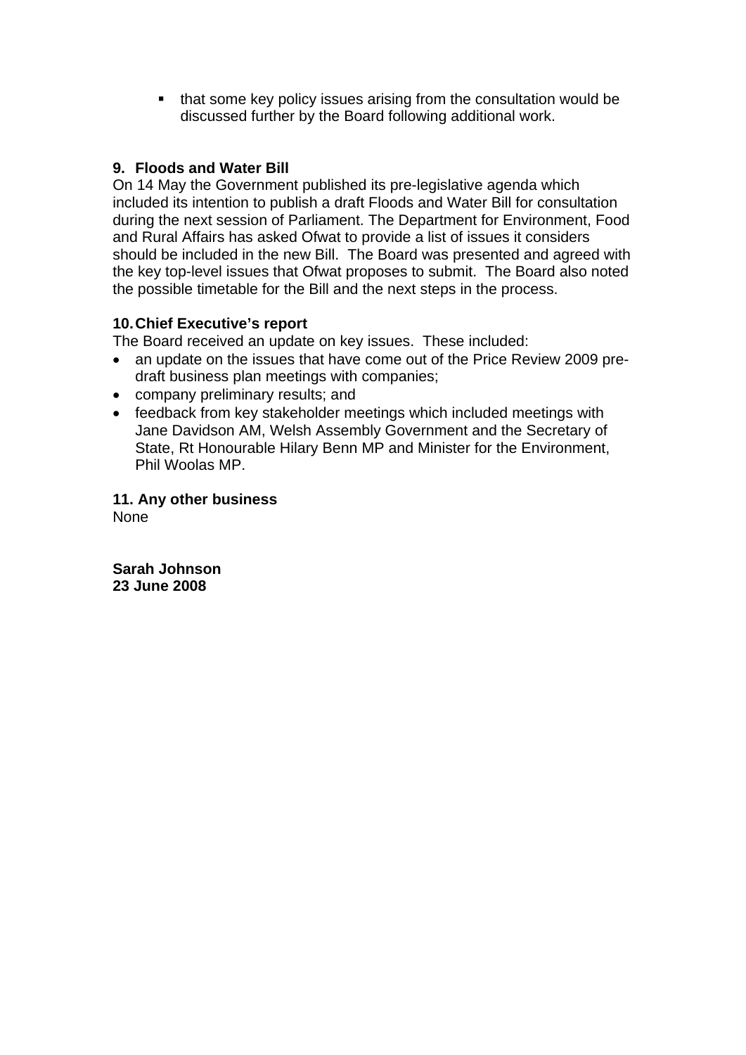- that some key policy issues arising from the consultation would be discussed further by the Board following additional work.

**9. Floods and Water Bill**

On 14 May the Government published its pre-legislative agenda which included its intention to publish a draft Floods and Water Bill for consultation during the next session of Parliament. The Department for Environment, Food and Rural Affairs has asked Ofwat to provide a list of issues it considers should be included in the new Bill. The Board was presented and agreed with the key top-level issues that Ofwat proposes to submit. The Board also noted the possible timetable for the Bill and the next steps in the process.

**10. Chief Executive's report**

The Board received an update on key issues. These included:

- an update on the issues that have come out of the Price Review 2009 pre-draft business plan meetings with companies;
- company preliminary results; and
- feedback from key stakeholder meetings which included meetings with Jane Davidson AM, Welsh Assembly Government and the Secretary of State, Rt Honourable Hilary Benn MP and Minister for the Environment, Phil Woolas MP.

**11. Any other business**

None

**Sarah Johnson**
**23 June 2008**